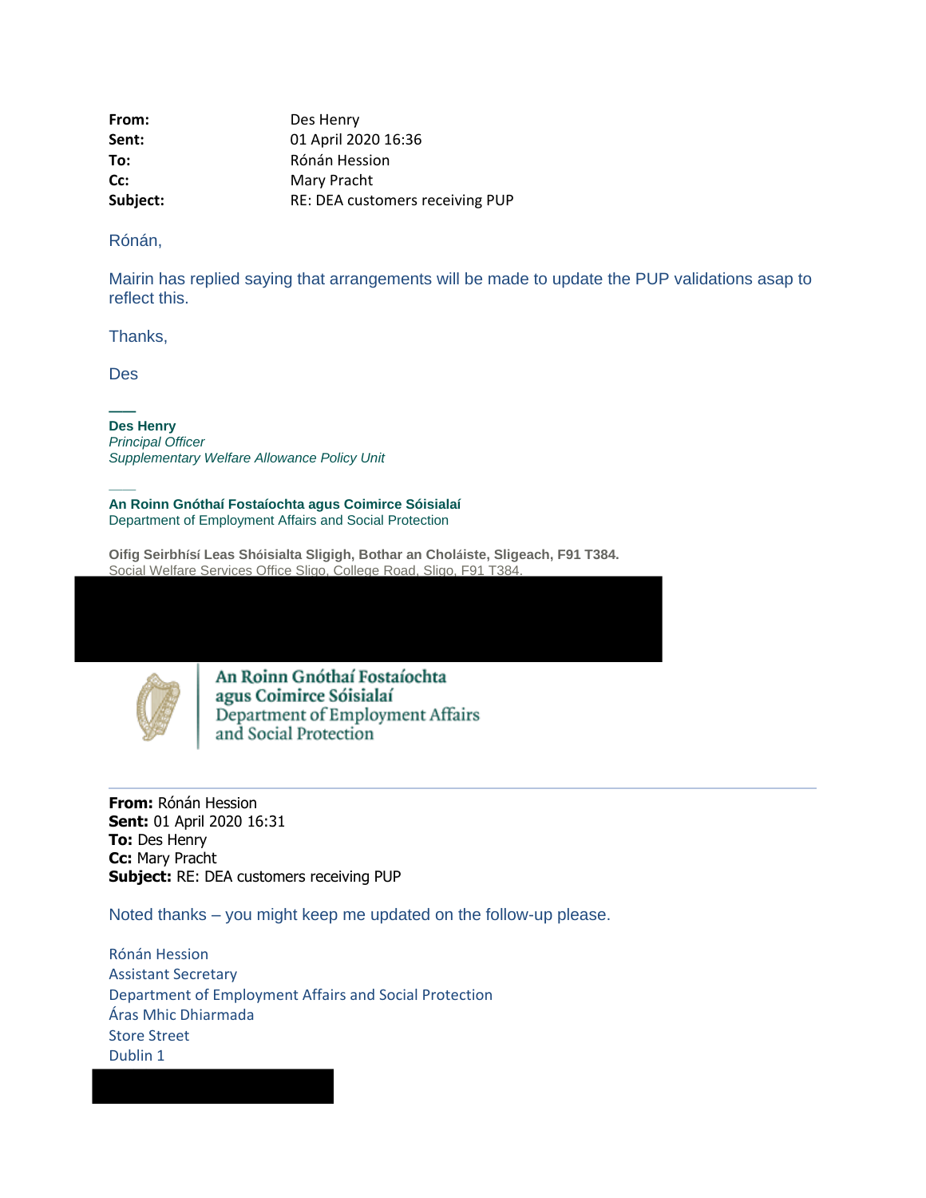**From:** Des Henry
**Sent:** 01 April 2020 16:36
**To:** Rónán Hession
**Cc:** Mary Pracht
**Subject:** RE: DEA customers receiving PUP

Rónán,

Mairin has replied saying that arrangements will be made to update the PUP validations asap to reflect this.

Thanks,

Des

**Des Henry**
*Principal Officer*
*Supplementary Welfare Allowance Policy Unit*

**An Roinn Gnóthaí Fostaíochta agus Coimirce Sóisialaí**
Department of Employment Affairs and Social Protection

**Oifig Seirbhísí Leas Shóisialta Sligigh, Bothar an Choláiste, Sligeach, F91 T384.**
Social Welfare Services Office Sligo, College Road, Sligo, F91 T384.

An Roinn Gnóthaí Fostaíochta agus Coimirce Sóisialaí
Department of Employment Affairs and Social Protection

---

**From:** Rónán Hession
**Sent:** 01 April 2020 16:31
**To:** Des Henry
**Cc:** Mary Pracht
**Subject:** RE: DEA customers receiving PUP

Noted thanks – you might keep me updated on the follow-up please.

Rónán Hession
Assistant Secretary
Department of Employment Affairs and Social Protection
Áras Mhic Dhiarmada
Store Street
Dublin 1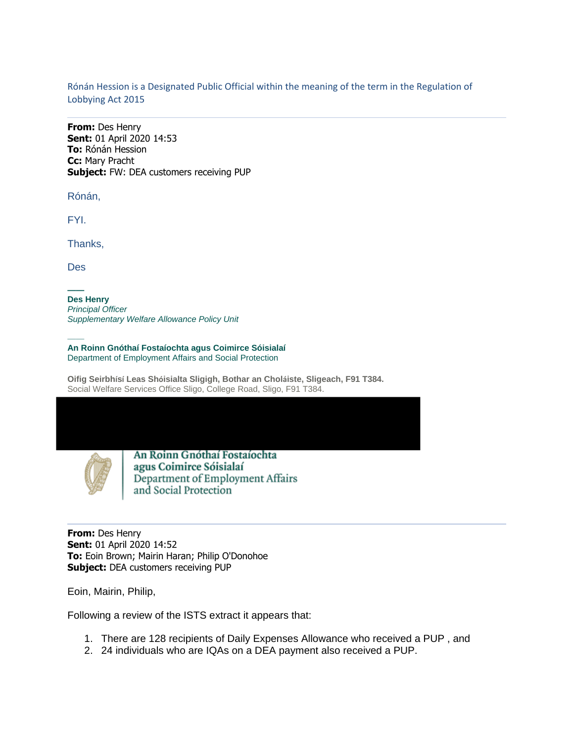Rónán Hession is a Designated Public Official within the meaning of the term in the Regulation of Lobbying Act 2015

---

**From:** Des Henry
**Sent:** 01 April 2020 14:53
**To:** Rónán Hession
**Cc:** Mary Pracht
**Subject:** FW: DEA customers receiving PUP

Rónán,

FYI.

Thanks,

Des

**Des Henry**
*Principal Officer*
*Supplementary Welfare Allowance Policy Unit*

**An Roinn Gnóthaí Fostaíochta agus Coimirce Sóisialaí**
Department of Employment Affairs and Social Protection

**Oifig Seirbhísí Leas Shóisialta Sligigh, Bothar an Choláiste, Sligeach, F91 T384.**
Social Welfare Services Office Sligo, College Road, Sligo, F91 T384.

An Roinn Gnóthaí Fostaíochta agus Coimirce Sóisialaí
Department of Employment Affairs and Social Protection

---

**From:** Des Henry
**Sent:** 01 April 2020 14:52
**To:** Eoin Brown; Mairin Haran; Philip O'Donohoe
**Subject:** DEA customers receiving PUP

Eoin, Mairin, Philip,

Following a review of the ISTS extract it appears that:

1. There are 128 recipients of Daily Expenses Allowance who received a PUP , and
2. 24 individuals who are IQAs on a DEA payment also received a PUP.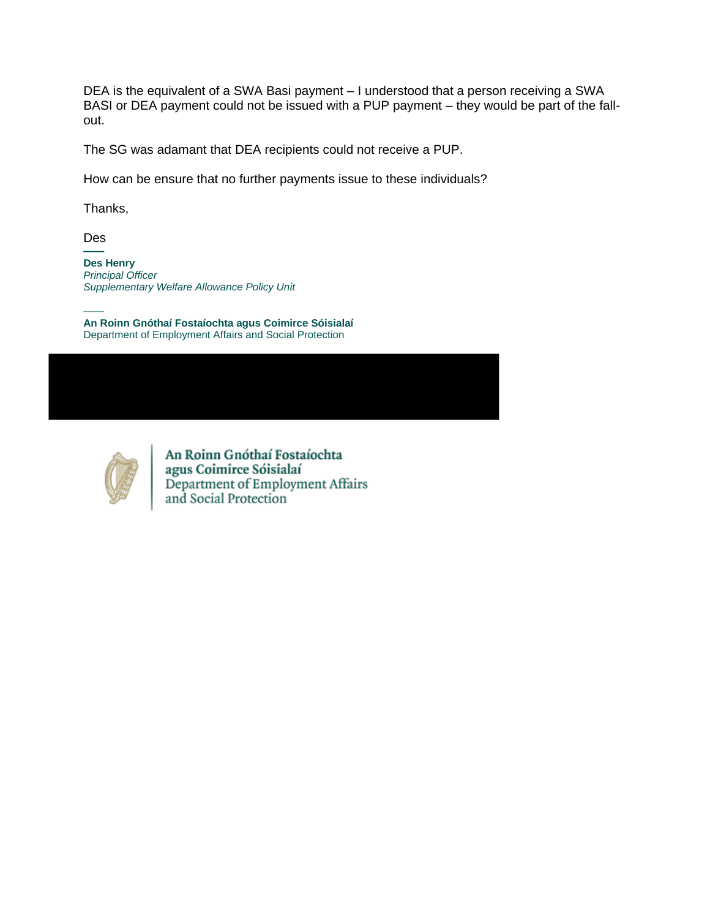DEA is the equivalent of a SWA Basi payment – I understood that a person receiving a SWA BASI or DEA payment could not be issued with a PUP payment – they would be part of the fall-out.

The SG was adamant that DEA recipients could not receive a PUP.

How can be ensure that no further payments issue to these individuals?

Thanks,

Des

**Des Henry**
*Principal Officer*
*Supplementary Welfare Allowance Policy Unit*

**An Roinn Gnóthaí Fostaíochta agus Coimirce Sóisialaí**
Department of Employment Affairs and Social Protection

An Roinn Gnóthaí Fostaíochta agus Coimirce Sóisialaí
Department of Employment Affairs and Social Protection